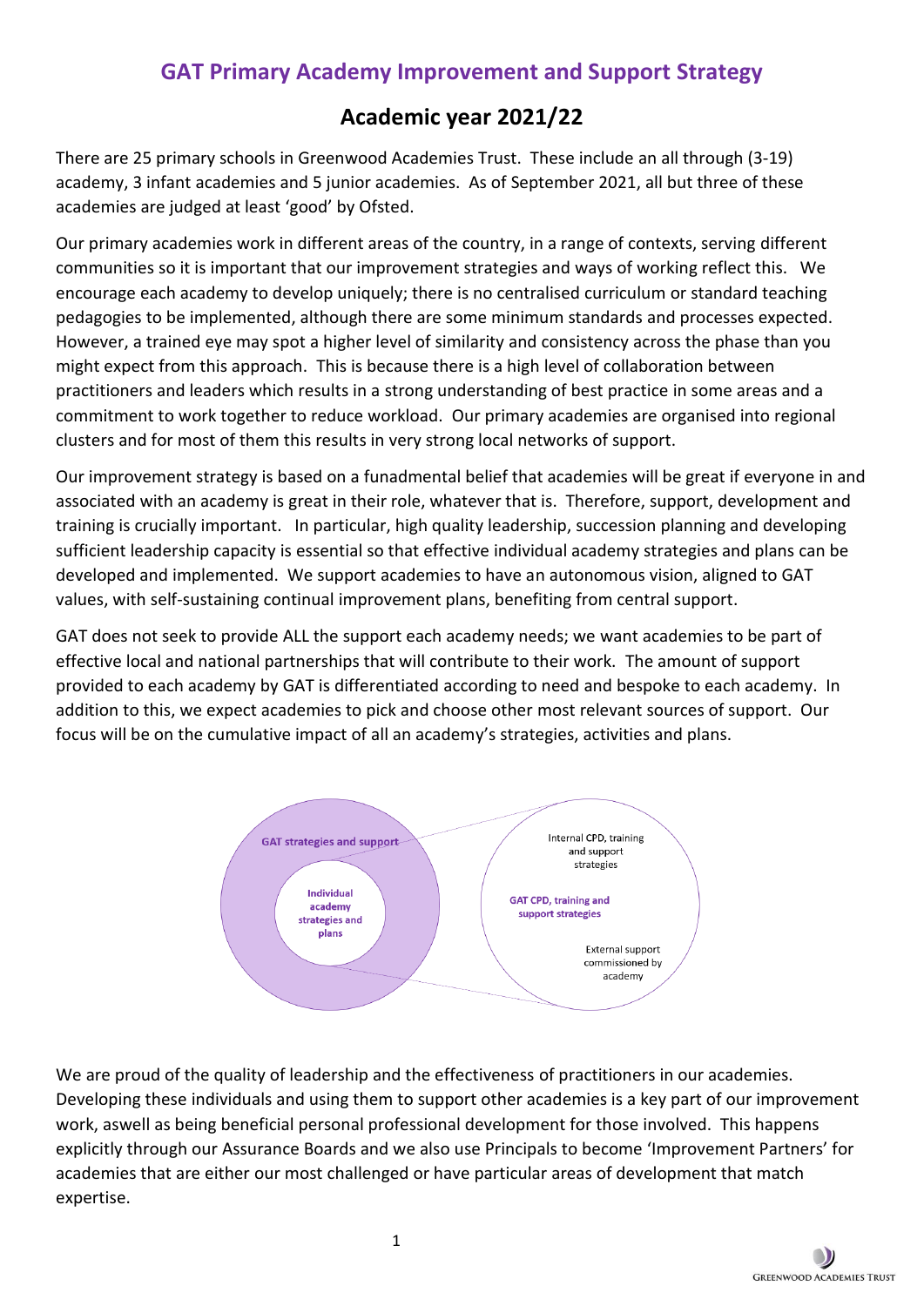# GAT Primary Academy Improvement and Support Strategy

## Academic year 2021/22

There are 25 primary schools in Greenwood Academies Trust. These include an all through (3-19) academy, 3 infant academies and 5 junior academies. As of September 2021, all but three of these academies are judged at least 'good' by Ofsted.

Our primary academies work in different areas of the country, in a range of contexts, serving different communities so it is important that our improvement strategies and ways of working reflect this. We encourage each academy to develop uniquely; there is no centralised curriculum or standard teaching pedagogies to be implemented, although there are some minimum standards and processes expected. However, a trained eye may spot a higher level of similarity and consistency across the phase than you might expect from this approach. This is because there is a high level of collaboration between practitioners and leaders which results in a strong understanding of best practice in some areas and a commitment to work together to reduce workload. Our primary academies are organised into regional clusters and for most of them this results in very strong local networks of support.

Our improvement strategy is based on a funadmental belief that academies will be great if everyone in and associated with an academy is great in their role, whatever that is. Therefore, support, development and training is crucially important. In particular, high quality leadership, succession planning and developing sufficient leadership capacity is essential so that effective individual academy strategies and plans can be developed and implemented. We support academies to have an autonomous vision, aligned to GAT values, with self-sustaining continual improvement plans, benefiting from central support.

GAT does not seek to provide ALL the support each academy needs; we want academies to be part of effective local and national partnerships that will contribute to their work. The amount of support provided to each academy by GAT is differentiated according to need and bespoke to each academy. In addition to this, we expect academies to pick and choose other most relevant sources of support. Our focus will be on the cumulative impact of all an academy's strategies, activities and plans.

GAT strategies and support

Individual academy strategies and plans

Internal CPD, training and support strategies

GAT CPD, training and support strategies

External support commissioned by academy

We are proud of the quality of leadership and the effectiveness of practitioners in our academies. Developing these individuals and using them to support other academies is a key part of our improvement work, aswell as being beneficial personal professional development for those involved. This happens explicitly through our Assurance Boards and we also use Principals to become 'Improvement Partners' for academies that are either our most challenged or have particular areas of development that match expertise.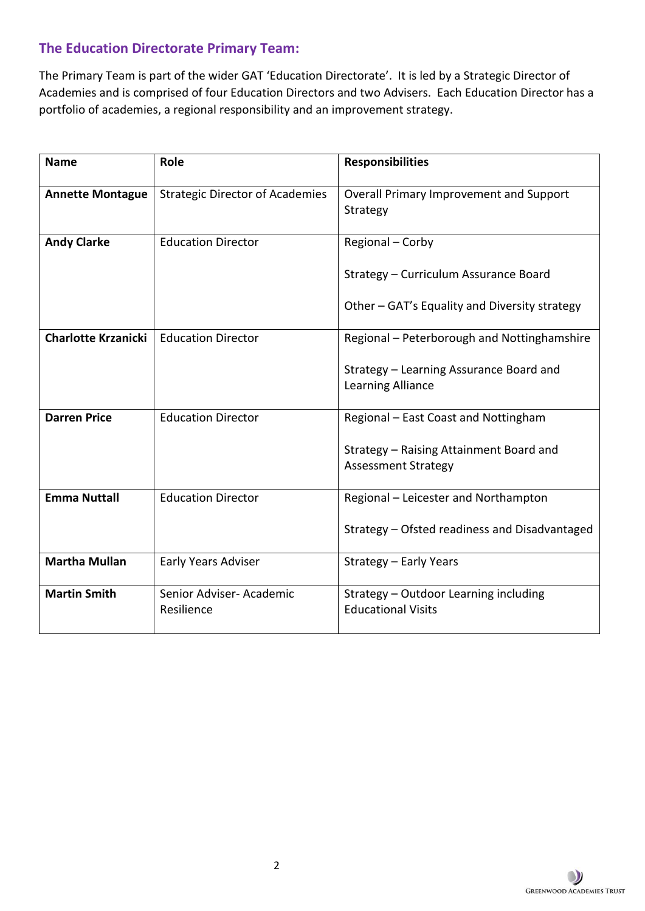## The Education Directorate Primary Team:

The Primary Team is part of the wider GAT 'Education Directorate'. It is led by a Strategic Director of Academies and is comprised of four Education Directors and two Advisers. Each Education Director has a portfolio of academies, a regional responsibility and an improvement strategy.

| Name | Role | Responsibilities |
|---|---|---|
| **Annette Montague** | Strategic Director of Academies | Overall Primary Improvement and Support Strategy |
| **Andy Clarke** | Education Director | Regional – Corby<br><br>Strategy – Curriculum Assurance Board<br><br>Other – GAT's Equality and Diversity strategy |
| **Charlotte Krzanicki** | Education Director | Regional – Peterborough and Nottinghamshire<br><br>Strategy – Learning Assurance Board and Learning Alliance |
| **Darren Price** | Education Director | Regional – East Coast and Nottingham<br><br>Strategy – Raising Attainment Board and Assessment Strategy |
| **Emma Nuttall** | Education Director | Regional – Leicester and Northampton<br><br>Strategy – Ofsted readiness and Disadvantaged |
| **Martha Mullan** | Early Years Adviser | Strategy – Early Years |
| **Martin Smith** | Senior Adviser- Academic Resilience | Strategy – Outdoor Learning including Educational Visits |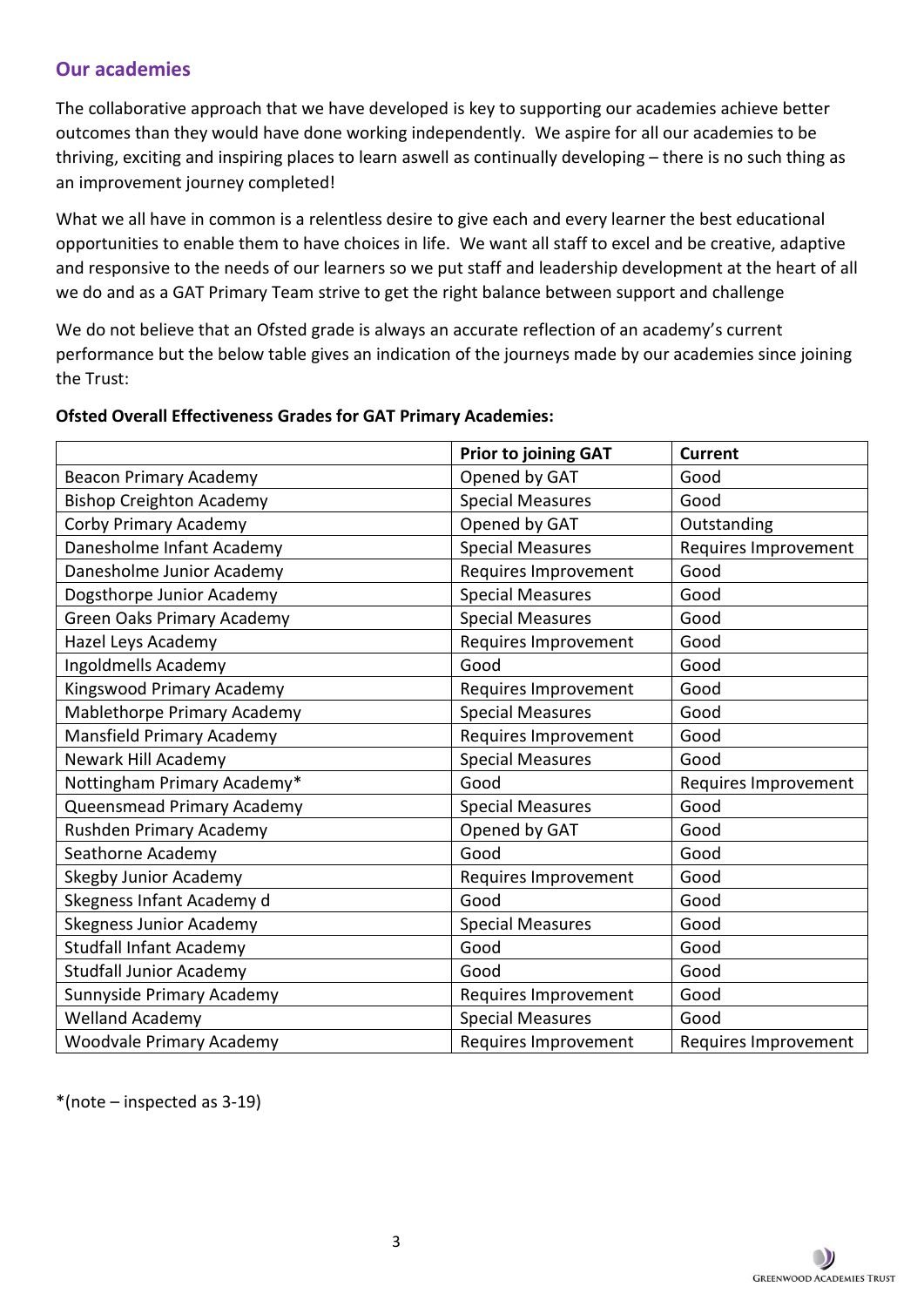## Our academies

The collaborative approach that we have developed is key to supporting our academies achieve better outcomes than they would have done working independently. We aspire for all our academies to be thriving, exciting and inspiring places to learn aswell as continually developing – there is no such thing as an improvement journey completed!

What we all have in common is a relentless desire to give each and every learner the best educational opportunities to enable them to have choices in life. We want all staff to excel and be creative, adaptive and responsive to the needs of our learners so we put staff and leadership development at the heart of all we do and as a GAT Primary Team strive to get the right balance between support and challenge

We do not believe that an Ofsted grade is always an accurate reflection of an academy's current performance but the below table gives an indication of the journeys made by our academies since joining the Trust:

**Ofsted Overall Effectiveness Grades for GAT Primary Academies:**

| | **Prior to joining GAT** | **Current** |
|---|---|---|
| Beacon Primary Academy | Opened by GAT | Good |
| Bishop Creighton Academy | Special Measures | Good |
| Corby Primary Academy | Opened by GAT | Outstanding |
| Danesholme Infant Academy | Special Measures | Requires Improvement |
| Danesholme Junior Academy | Requires Improvement | Good |
| Dogsthorpe Junior Academy | Special Measures | Good |
| Green Oaks Primary Academy | Special Measures | Good |
| Hazel Leys Academy | Requires Improvement | Good |
| Ingoldmells Academy | Good | Good |
| Kingswood Primary Academy | Requires Improvement | Good |
| Mablethorpe Primary Academy | Special Measures | Good |
| Mansfield Primary Academy | Requires Improvement | Good |
| Newark Hill Academy | Special Measures | Good |
| Nottingham Primary Academy* | Good | Requires Improvement |
| Queensmead Primary Academy | Special Measures | Good |
| Rushden Primary Academy | Opened by GAT | Good |
| Seathorne Academy | Good | Good |
| Skegby Junior Academy | Requires Improvement | Good |
| Skegness Infant Academy d | Good | Good |
| Skegness Junior Academy | Special Measures | Good |
| Studfall Infant Academy | Good | Good |
| Studfall Junior Academy | Good | Good |
| Sunnyside Primary Academy | Requires Improvement | Good |
| Welland Academy | Special Measures | Good |
| Woodvale Primary Academy | Requires Improvement | Requires Improvement |

*(note – inspected as 3-19)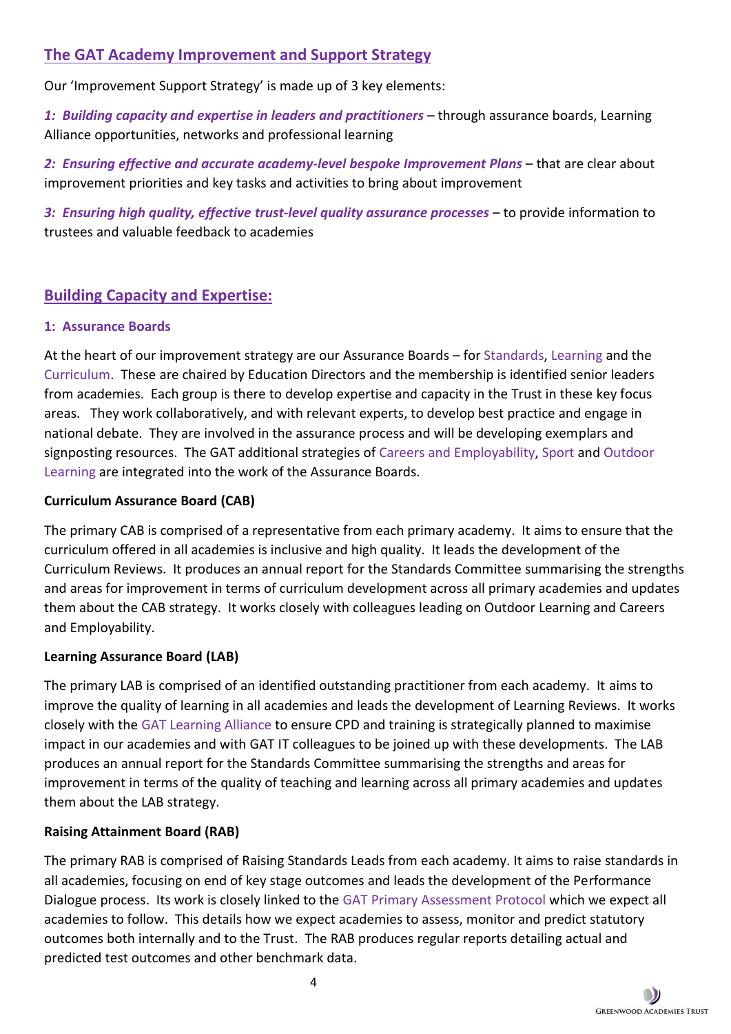## The GAT Academy Improvement and Support Strategy

Our 'Improvement Support Strategy' is made up of 3 key elements:

***1: Building capacity and expertise in leaders and practitioners*** – through assurance boards, Learning Alliance opportunities, networks and professional learning

***2: Ensuring effective and accurate academy-level bespoke Improvement Plans*** – that are clear about improvement priorities and key tasks and activities to bring about improvement

***3: Ensuring high quality, effective trust-level quality assurance processes*** – to provide information to trustees and valuable feedback to academies

## Building Capacity and Expertise:

### 1: Assurance Boards

At the heart of our improvement strategy are our Assurance Boards – for Standards, Learning and the Curriculum. These are chaired by Education Directors and the membership is identified senior leaders from academies. Each group is there to develop expertise and capacity in the Trust in these key focus areas. They work collaboratively, and with relevant experts, to develop best practice and engage in national debate. They are involved in the assurance process and will be developing exemplars and signposting resources. The GAT additional strategies of Careers and Employability, Sport and Outdoor Learning are integrated into the work of the Assurance Boards.

**Curriculum Assurance Board (CAB)**

The primary CAB is comprised of a representative from each primary academy. It aims to ensure that the curriculum offered in all academies is inclusive and high quality. It leads the development of the Curriculum Reviews. It produces an annual report for the Standards Committee summarising the strengths and areas for improvement in terms of curriculum development across all primary academies and updates them about the CAB strategy. It works closely with colleagues leading on Outdoor Learning and Careers and Employability.

**Learning Assurance Board (LAB)**

The primary LAB is comprised of an identified outstanding practitioner from each academy. It aims to improve the quality of learning in all academies and leads the development of Learning Reviews. It works closely with the GAT Learning Alliance to ensure CPD and training is strategically planned to maximise impact in our academies and with GAT IT colleagues to be joined up with these developments. The LAB produces an annual report for the Standards Committee summarising the strengths and areas for improvement in terms of the quality of teaching and learning across all primary academies and updates them about the LAB strategy.

**Raising Attainment Board (RAB)**

The primary RAB is comprised of Raising Standards Leads from each academy. It aims to raise standards in all academies, focusing on end of key stage outcomes and leads the development of the Performance Dialogue process. Its work is closely linked to the GAT Primary Assessment Protocol which we expect all academies to follow. This details how we expect academies to assess, monitor and predict statutory outcomes both internally and to the Trust. The RAB produces regular reports detailing actual and predicted test outcomes and other benchmark data.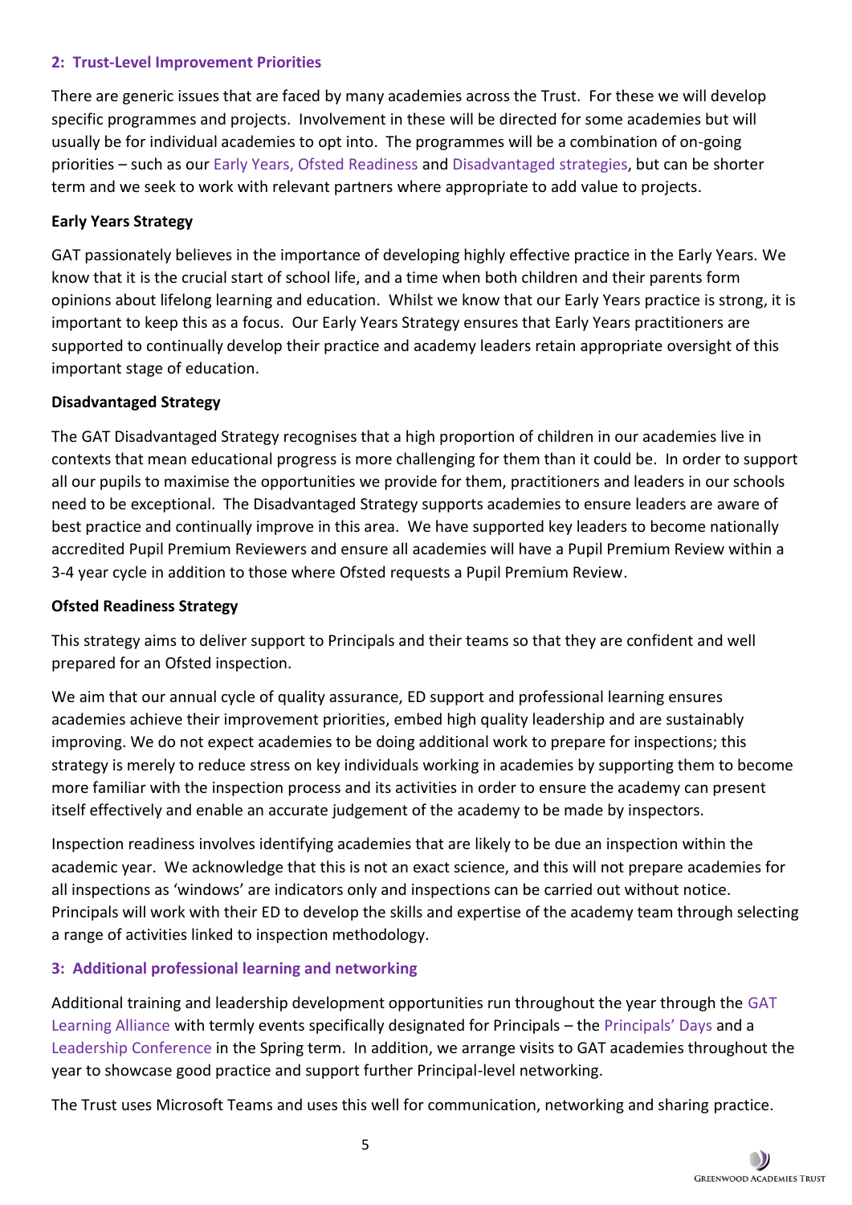## 2: Trust-Level Improvement Priorities

There are generic issues that are faced by many academies across the Trust. For these we will develop specific programmes and projects. Involvement in these will be directed for some academies but will usually be for individual academies to opt into. The programmes will be a combination of on-going priorities – such as our Early Years, Ofsted Readiness and Disadvantaged strategies, but can be shorter term and we seek to work with relevant partners where appropriate to add value to projects.

### Early Years Strategy

GAT passionately believes in the importance of developing highly effective practice in the Early Years. We know that it is the crucial start of school life, and a time when both children and their parents form opinions about lifelong learning and education. Whilst we know that our Early Years practice is strong, it is important to keep this as a focus. Our Early Years Strategy ensures that Early Years practitioners are supported to continually develop their practice and academy leaders retain appropriate oversight of this important stage of education.

### Disadvantaged Strategy

The GAT Disadvantaged Strategy recognises that a high proportion of children in our academies live in contexts that mean educational progress is more challenging for them than it could be. In order to support all our pupils to maximise the opportunities we provide for them, practitioners and leaders in our schools need to be exceptional. The Disadvantaged Strategy supports academies to ensure leaders are aware of best practice and continually improve in this area. We have supported key leaders to become nationally accredited Pupil Premium Reviewers and ensure all academies will have a Pupil Premium Review within a 3-4 year cycle in addition to those where Ofsted requests a Pupil Premium Review.

### Ofsted Readiness Strategy

This strategy aims to deliver support to Principals and their teams so that they are confident and well prepared for an Ofsted inspection.

We aim that our annual cycle of quality assurance, ED support and professional learning ensures academies achieve their improvement priorities, embed high quality leadership and are sustainably improving. We do not expect academies to be doing additional work to prepare for inspections; this strategy is merely to reduce stress on key individuals working in academies by supporting them to become more familiar with the inspection process and its activities in order to ensure the academy can present itself effectively and enable an accurate judgement of the academy to be made by inspectors.

Inspection readiness involves identifying academies that are likely to be due an inspection within the academic year. We acknowledge that this is not an exact science, and this will not prepare academies for all inspections as 'windows' are indicators only and inspections can be carried out without notice. Principals will work with their ED to develop the skills and expertise of the academy team through selecting a range of activities linked to inspection methodology.

## 3: Additional professional learning and networking

Additional training and leadership development opportunities run throughout the year through the GAT Learning Alliance with termly events specifically designated for Principals – the Principals' Days and a Leadership Conference in the Spring term. In addition, we arrange visits to GAT academies throughout the year to showcase good practice and support further Principal-level networking.

The Trust uses Microsoft Teams and uses this well for communication, networking and sharing practice.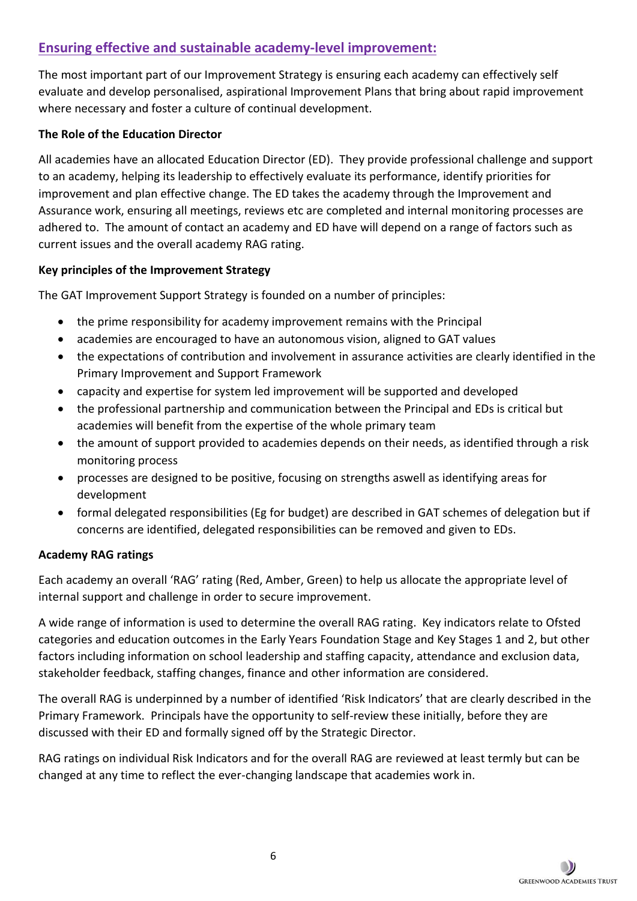## Ensuring effective and sustainable academy-level improvement:

The most important part of our Improvement Strategy is ensuring each academy can effectively self evaluate and develop personalised, aspirational Improvement Plans that bring about rapid improvement where necessary and foster a culture of continual development.

**The Role of the Education Director**

All academies have an allocated Education Director (ED). They provide professional challenge and support to an academy, helping its leadership to effectively evaluate its performance, identify priorities for improvement and plan effective change. The ED takes the academy through the Improvement and Assurance work, ensuring all meetings, reviews etc are completed and internal monitoring processes are adhered to. The amount of contact an academy and ED have will depend on a range of factors such as current issues and the overall academy RAG rating.

**Key principles of the Improvement Strategy**

The GAT Improvement Support Strategy is founded on a number of principles:

- the prime responsibility for academy improvement remains with the Principal
- academies are encouraged to have an autonomous vision, aligned to GAT values
- the expectations of contribution and involvement in assurance activities are clearly identified in the Primary Improvement and Support Framework
- capacity and expertise for system led improvement will be supported and developed
- the professional partnership and communication between the Principal and EDs is critical but academies will benefit from the expertise of the whole primary team
- the amount of support provided to academies depends on their needs, as identified through a risk monitoring process
- processes are designed to be positive, focusing on strengths aswell as identifying areas for development
- formal delegated responsibilities (Eg for budget) are described in GAT schemes of delegation but if concerns are identified, delegated responsibilities can be removed and given to EDs.

**Academy RAG ratings**

Each academy an overall 'RAG' rating (Red, Amber, Green) to help us allocate the appropriate level of internal support and challenge in order to secure improvement.

A wide range of information is used to determine the overall RAG rating. Key indicators relate to Ofsted categories and education outcomes in the Early Years Foundation Stage and Key Stages 1 and 2, but other factors including information on school leadership and staffing capacity, attendance and exclusion data, stakeholder feedback, staffing changes, finance and other information are considered.

The overall RAG is underpinned by a number of identified 'Risk Indicators' that are clearly described in the Primary Framework. Principals have the opportunity to self-review these initially, before they are discussed with their ED and formally signed off by the Strategic Director.

RAG ratings on individual Risk Indicators and for the overall RAG are reviewed at least termly but can be changed at any time to reflect the ever-changing landscape that academies work in.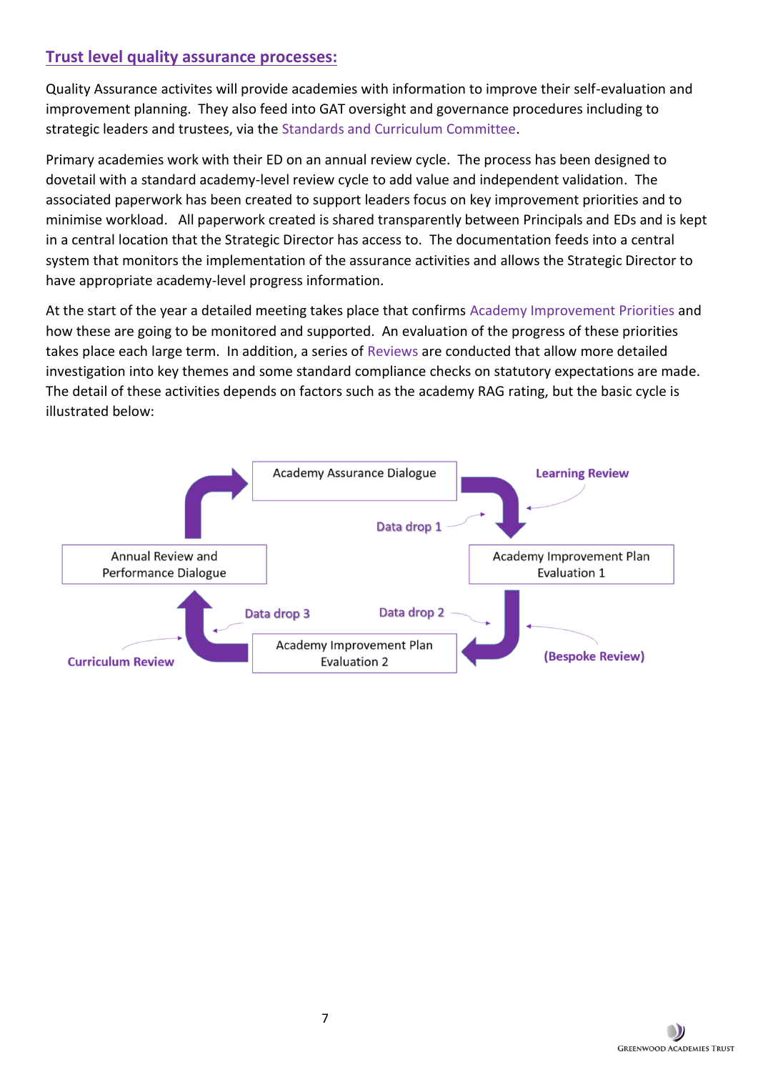## Trust level quality assurance processes:

Quality Assurance activites will provide academies with information to improve their self-evaluation and improvement planning. They also feed into GAT oversight and governance procedures including to strategic leaders and trustees, via the Standards and Curriculum Committee.

Primary academies work with their ED on an annual review cycle. The process has been designed to dovetail with a standard academy-level review cycle to add value and independent validation. The associated paperwork has been created to support leaders focus on key improvement priorities and to minimise workload. All paperwork created is shared transparently between Principals and EDs and is kept in a central location that the Strategic Director has access to. The documentation feeds into a central system that monitors the implementation of the assurance activities and allows the Strategic Director to have appropriate academy-level progress information.

At the start of the year a detailed meeting takes place that confirms Academy Improvement Priorities and how these are going to be monitored and supported. An evaluation of the progress of these priorities takes place each large term. In addition, a series of Reviews are conducted that allow more detailed investigation into key themes and some standard compliance checks on statutory expectations are made. The detail of these activities depends on factors such as the academy RAG rating, but the basic cycle is illustrated below:

Academy Assurance Dialogue

Learning Review

Data drop 1

Academy Improvement Plan Evaluation 1

Data drop 2

(Bespoke Review)

Academy Improvement Plan Evaluation 2

Data drop 3

Curriculum Review

Annual Review and Performance Dialogue